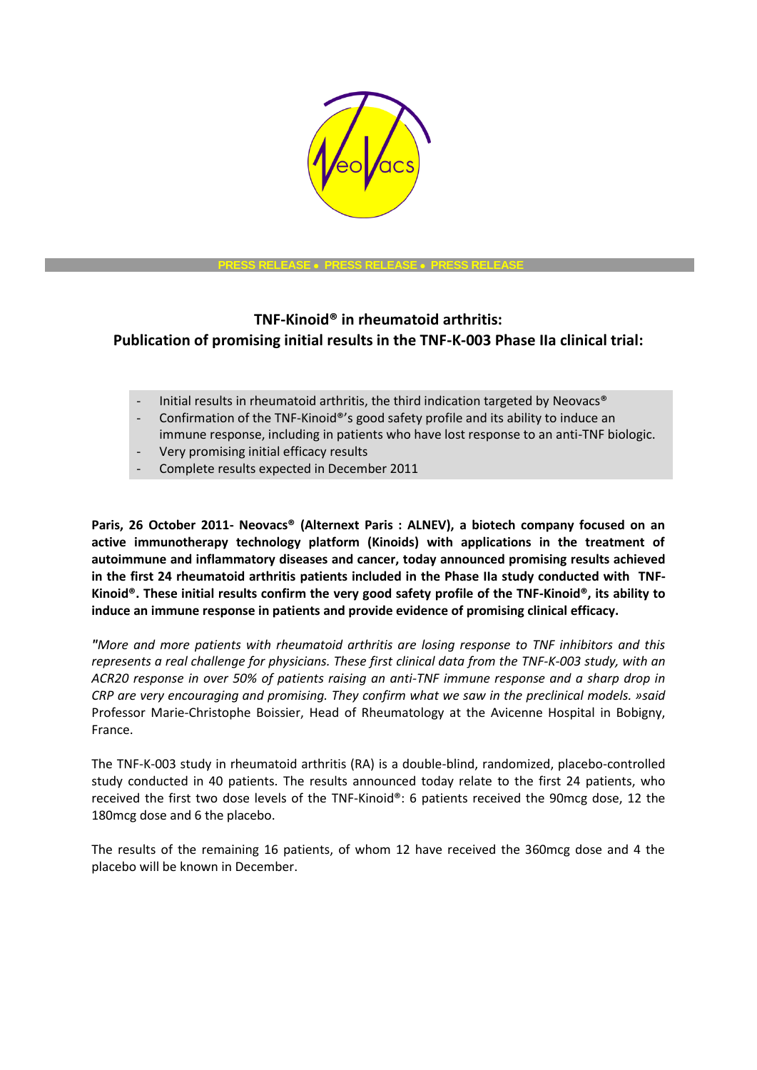PRESS RELEASE • PRESS RELEASE • PRESS RELEASE

# TNF-Kinoid® in rheumatoid arthritis:
# Publication of promising initial results in the TNF-K-003 Phase IIa clinical trial:

- Initial results in rheumatoid arthritis, the third indication targeted by Neovacs®
- Confirmation of the TNF-Kinoid®'s good safety profile and its ability to induce an immune response, including in patients who have lost response to an anti-TNF biologic.
- Very promising initial efficacy results
- Complete results expected in December 2011

**Paris, 26 October 2011- Neovacs® (Alternext Paris : ALNEV), a biotech company focused on an active immunotherapy technology platform (Kinoids) with applications in the treatment of autoimmune and inflammatory diseases and cancer, today announced promising results achieved in the first 24 rheumatoid arthritis patients included in the Phase IIa study conducted with TNF-Kinoid®. These initial results confirm the very good safety profile of the TNF-Kinoid®, its ability to induce an immune response in patients and provide evidence of promising clinical efficacy.**

*"More and more patients with rheumatoid arthritis are losing response to TNF inhibitors and this represents a real challenge for physicians. These first clinical data from the TNF-K-003 study, with an ACR20 response in over 50% of patients raising an anti-TNF immune response and a sharp drop in CRP are very encouraging and promising. They confirm what we saw in the preclinical models. »said* Professor Marie-Christophe Boissier, Head of Rheumatology at the Avicenne Hospital in Bobigny, France.

The TNF-K-003 study in rheumatoid arthritis (RA) is a double-blind, randomized, placebo-controlled study conducted in 40 patients. The results announced today relate to the first 24 patients, who received the first two dose levels of the TNF-Kinoid®: 6 patients received the 90mcg dose, 12 the 180mcg dose and 6 the placebo.

The results of the remaining 16 patients, of whom 12 have received the 360mcg dose and 4 the placebo will be known in December.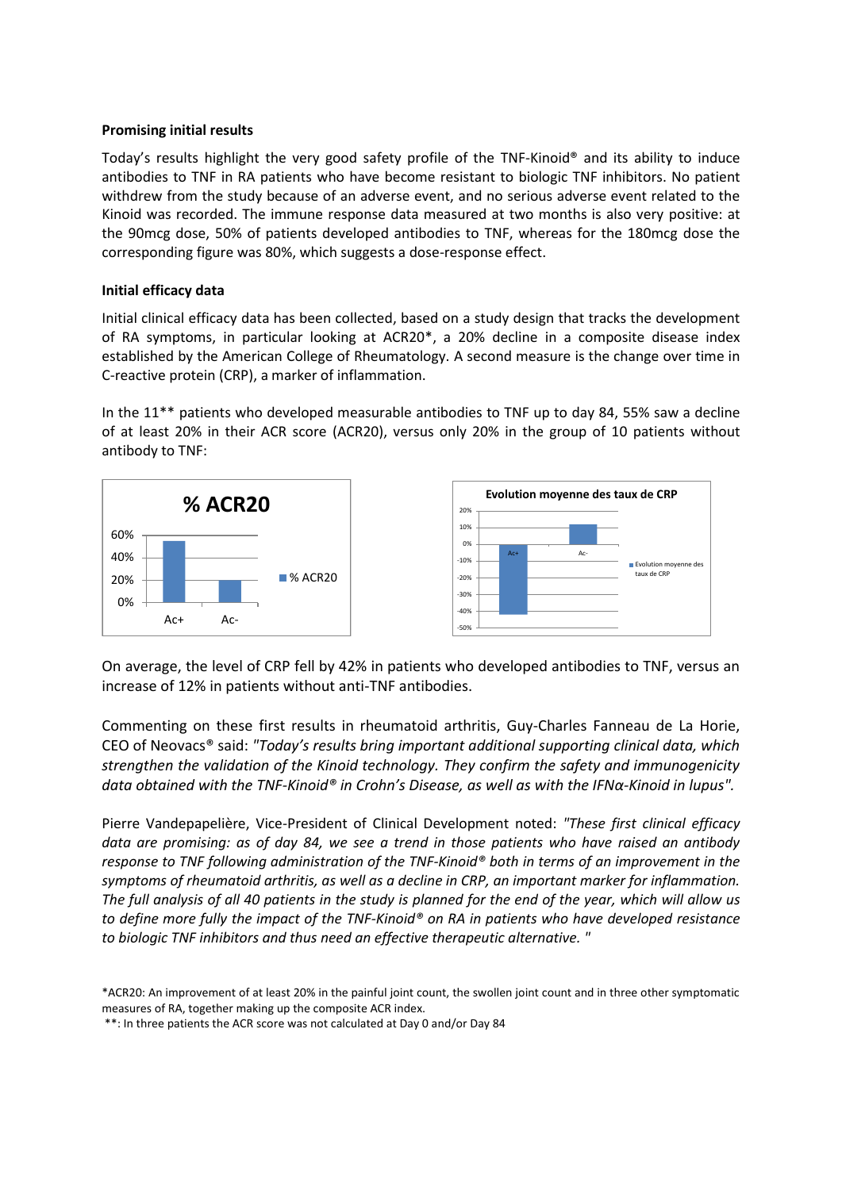**Promising initial results**

Today's results highlight the very good safety profile of the TNF-Kinoid® and its ability to induce antibodies to TNF in RA patients who have become resistant to biologic TNF inhibitors. No patient withdrew from the study because of an adverse event, and no serious adverse event related to the Kinoid was recorded. The immune response data measured at two months is also very positive: at the 90mcg dose, 50% of patients developed antibodies to TNF, whereas for the 180mcg dose the corresponding figure was 80%, which suggests a dose-response effect.

**Initial efficacy data**

Initial clinical efficacy data has been collected, based on a study design that tracks the development of RA symptoms, in particular looking at ACR20*, a 20% decline in a composite disease index established by the American College of Rheumatology. A second measure is the change over time in C-reactive protein (CRP), a marker of inflammation.

In the 11** patients who developed measurable antibodies to TNF up to day 84, 55% saw a decline of at least 20% in their ACR score (ACR20), versus only 20% in the group of 10 patients without antibody to TNF:

**% ACR20**

**Evolution moyenne des taux de CRP**

On average, the level of CRP fell by 42% in patients who developed antibodies to TNF, versus an increase of 12% in patients without anti-TNF antibodies.

Commenting on these first results in rheumatoid arthritis, Guy-Charles Fanneau de La Horie, CEO of Neovacs® said: *"Today's results bring important additional supporting clinical data, which strengthen the validation of the Kinoid technology. They confirm the safety and immunogenicity data obtained with the TNF-Kinoid® in Crohn's Disease, as well as with the IFNα-Kinoid in lupus".*

Pierre Vandepapelière, Vice-President of Clinical Development noted: *"These first clinical efficacy data are promising: as of day 84, we see a trend in those patients who have raised an antibody response to TNF following administration of the TNF-Kinoid® both in terms of an improvement in the symptoms of rheumatoid arthritis, as well as a decline in CRP, an important marker for inflammation. The full analysis of all 40 patients in the study is planned for the end of the year, which will allow us to define more fully the impact of the TNF-Kinoid® on RA in patients who have developed resistance to biologic TNF inhibitors and thus need an effective therapeutic alternative. "*

*ACR20: An improvement of at least 20% in the painful joint count, the swollen joint count and in three other symptomatic measures of RA, together making up the composite ACR index.

**: In three patients the ACR score was not calculated at Day 0 and/or Day 84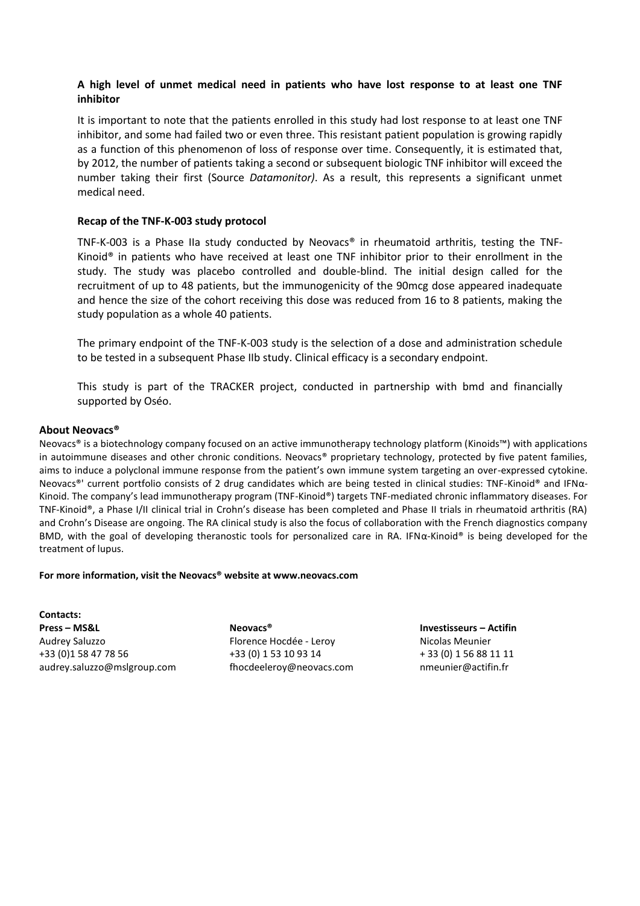### A high level of unmet medical need in patients who have lost response to at least one TNF inhibitor

It is important to note that the patients enrolled in this study had lost response to at least one TNF inhibitor, and some had failed two or even three. This resistant patient population is growing rapidly as a function of this phenomenon of loss of response over time. Consequently, it is estimated that, by 2012, the number of patients taking a second or subsequent biologic TNF inhibitor will exceed the number taking their first (Source *Datamonitor)*. As a result, this represents a significant unmet medical need.

### Recap of the TNF-K-003 study protocol

TNF-K-003 is a Phase IIa study conducted by Neovacs® in rheumatoid arthritis, testing the TNF-Kinoid® in patients who have received at least one TNF inhibitor prior to their enrollment in the study. The study was placebo controlled and double-blind. The initial design called for the recruitment of up to 48 patients, but the immunogenicity of the 90mcg dose appeared inadequate and hence the size of the cohort receiving this dose was reduced from 16 to 8 patients, making the study population as a whole 40 patients.

The primary endpoint of the TNF-K-003 study is the selection of a dose and administration schedule to be tested in a subsequent Phase IIb study. Clinical efficacy is a secondary endpoint.

This study is part of the TRACKER project, conducted in partnership with bmd and financially supported by Oséo.

### About Neovacs®

Neovacs® is a biotechnology company focused on an active immunotherapy technology platform (Kinoids™) with applications in autoimmune diseases and other chronic conditions. Neovacs® proprietary technology, protected by five patent families, aims to induce a polyclonal immune response from the patient's own immune system targeting an over-expressed cytokine. Neovacs®' current portfolio consists of 2 drug candidates which are being tested in clinical studies: TNF-Kinoid® and IFNα-Kinoid. The company's lead immunotherapy program (TNF-Kinoid®) targets TNF-mediated chronic inflammatory diseases. For TNF-Kinoid®, a Phase I/II clinical trial in Crohn's disease has been completed and Phase II trials in rheumatoid arthritis (RA) and Crohn's Disease are ongoing. The RA clinical study is also the focus of collaboration with the French diagnostics company BMD, with the goal of developing theranostic tools for personalized care in RA. IFNα-Kinoid® is being developed for the treatment of lupus.

**For more information, visit the Neovacs® website at www.neovacs.com**

**Contacts:**

**Press – MS&L**
Audrey Saluzzo
+33 (0)1 58 47 78 56
audrey.saluzzo@mslgroup.com

**Neovacs®**
Florence Hocdée - Leroy
+33 (0) 1 53 10 93 14
fhocdeeleroy@neovacs.com

**Investisseurs – Actifin**
Nicolas Meunier
+ 33 (0) 1 56 88 11 11
nmeunier@actifin.fr